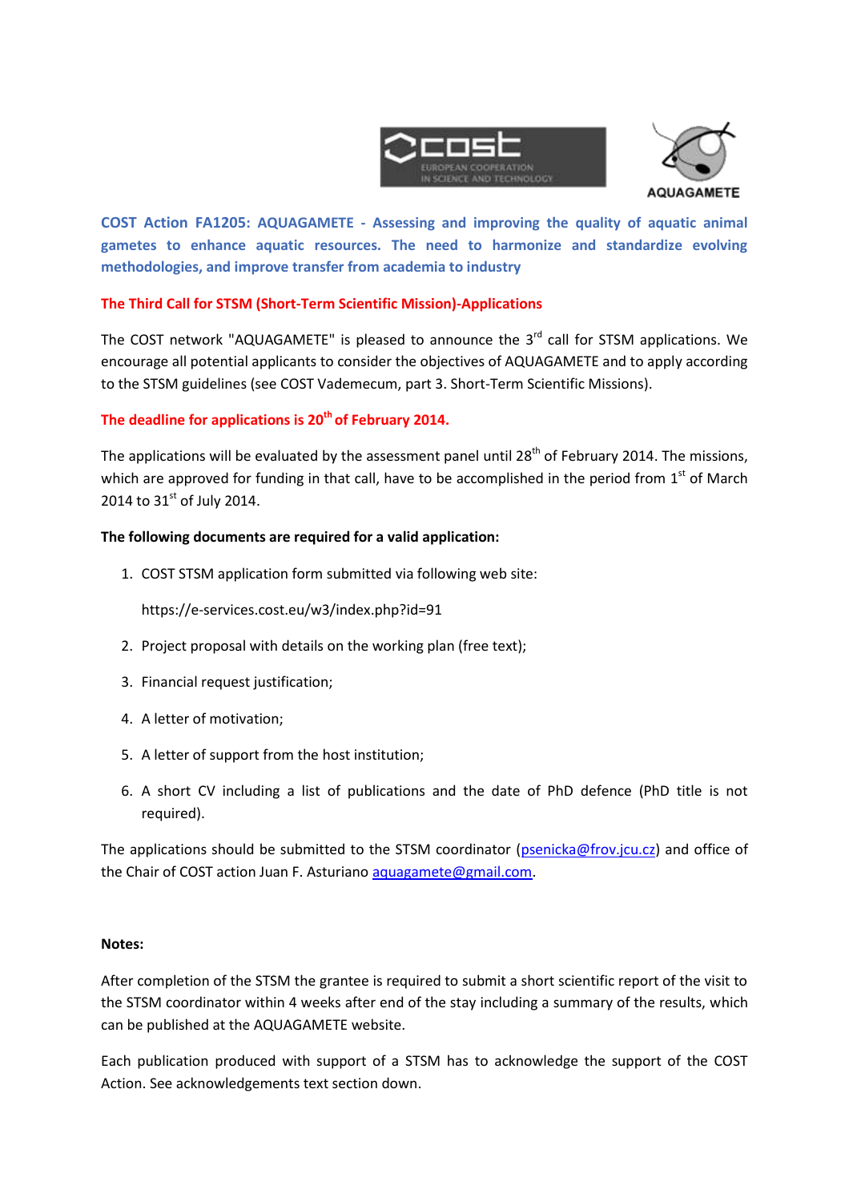**COST Action FA1205: AQUAGAMETE - Assessing and improving the quality of aquatic animal gametes to enhance aquatic resources. The need to harmonize and standardize evolving methodologies, and improve transfer from academia to industry**

**The Third Call for STSM (Short-Term Scientific Mission)-Applications**

The COST network "AQUAGAMETE" is pleased to announce the 3rd call for STSM applications. We encourage all potential applicants to consider the objectives of AQUAGAMETE and to apply according to the STSM guidelines (see COST Vademecum, part 3. Short-Term Scientific Missions).

**The deadline for applications is 20th of February 2014.**

The applications will be evaluated by the assessment panel until 28th of February 2014. The missions, which are approved for funding in that call, have to be accomplished in the period from 1st of March 2014 to 31st of July 2014.

**The following documents are required for a valid application:**

1. COST STSM application form submitted via following web site:

   https://e-services.cost.eu/w3/index.php?id=91

2. Project proposal with details on the working plan (free text);
3. Financial request justification;
4. A letter of motivation;
5. A letter of support from the host institution;
6. A short CV including a list of publications and the date of PhD defence (PhD title is not required).

The applications should be submitted to the STSM coordinator (psenicka@frov.jcu.cz) and office of the Chair of COST action Juan F. Asturiano aquagamete@gmail.com.

**Notes:**

After completion of the STSM the grantee is required to submit a short scientific report of the visit to the STSM coordinator within 4 weeks after end of the stay including a summary of the results, which can be published at the AQUAGAMETE website.

Each publication produced with support of a STSM has to acknowledge the support of the COST Action. See acknowledgements text section down.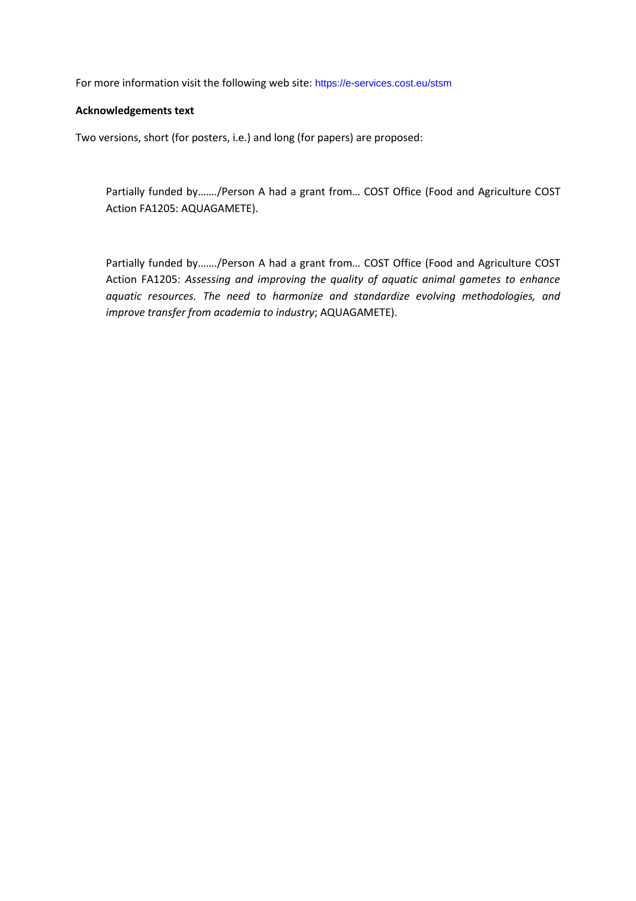For more information visit the following web site: https://e-services.cost.eu/stsm

**Acknowledgements text**

Two versions, short (for posters, i.e.) and long (for papers) are proposed:

> Partially funded by……./Person A had a grant from… COST Office (Food and Agriculture COST Action FA1205: AQUAGAMETE).

> Partially funded by……./Person A had a grant from… COST Office (Food and Agriculture COST Action FA1205: *Assessing and improving the quality of aquatic animal gametes to enhance aquatic resources. The need to harmonize and standardize evolving methodologies, and improve transfer from academia to industry*; AQUAGAMETE).